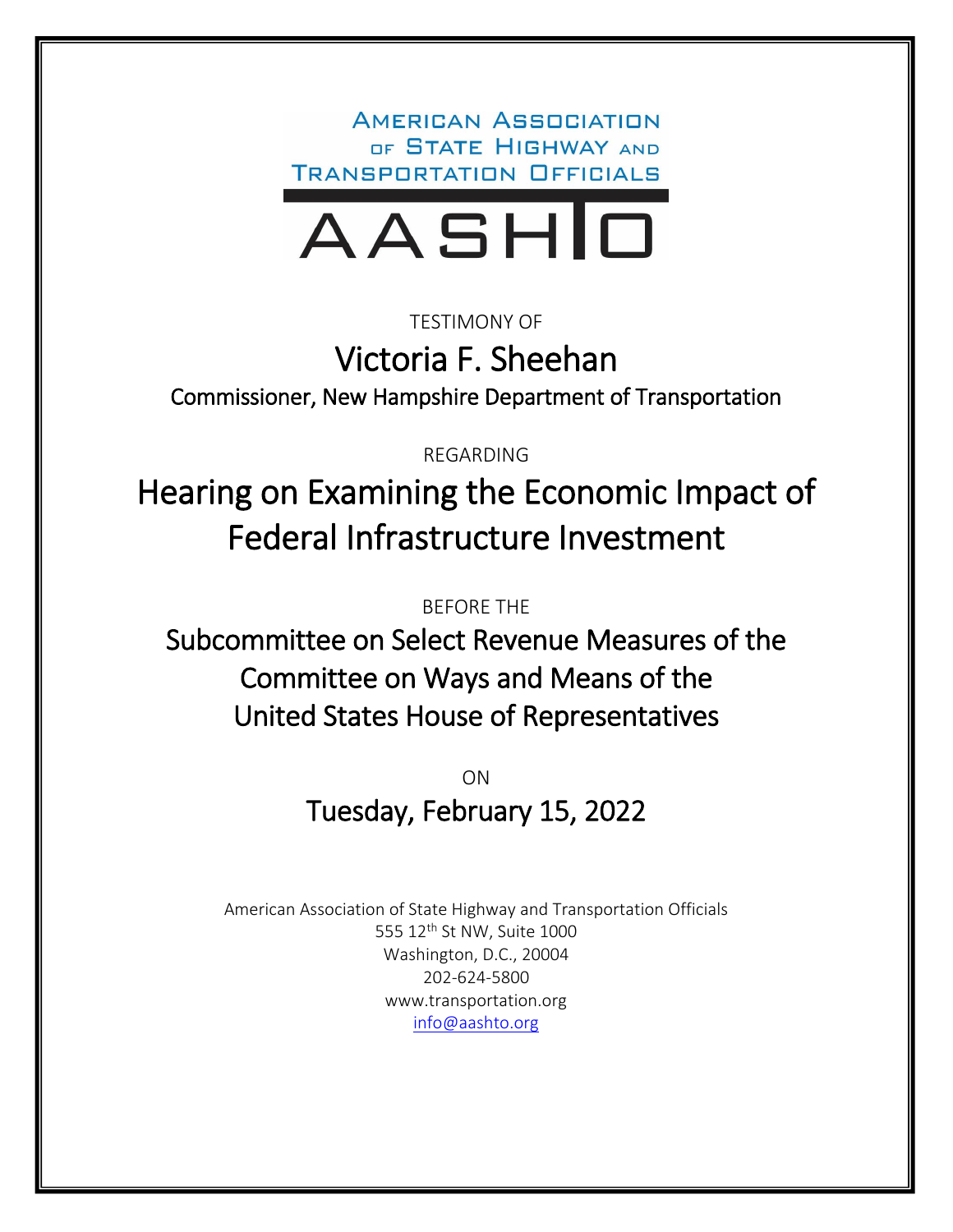AMERICAN ASSOCIATION OF STATE HIGHWAY AND TRANSPORTATION OFFICIALS

AASHTO

TESTIMONY OF

# Victoria F. Sheehan

Commissioner, New Hampshire Department of Transportation

REGARDING

# Hearing on Examining the Economic Impact of Federal Infrastructure Investment

BEFORE THE

## Subcommittee on Select Revenue Measures of the Committee on Ways and Means of the United States House of Representatives

ON

## Tuesday, February 15, 2022

American Association of State Highway and Transportation Officials
555 12th St NW, Suite 1000
Washington, D.C., 20004
202-624-5800
www.transportation.org
info@aashto.org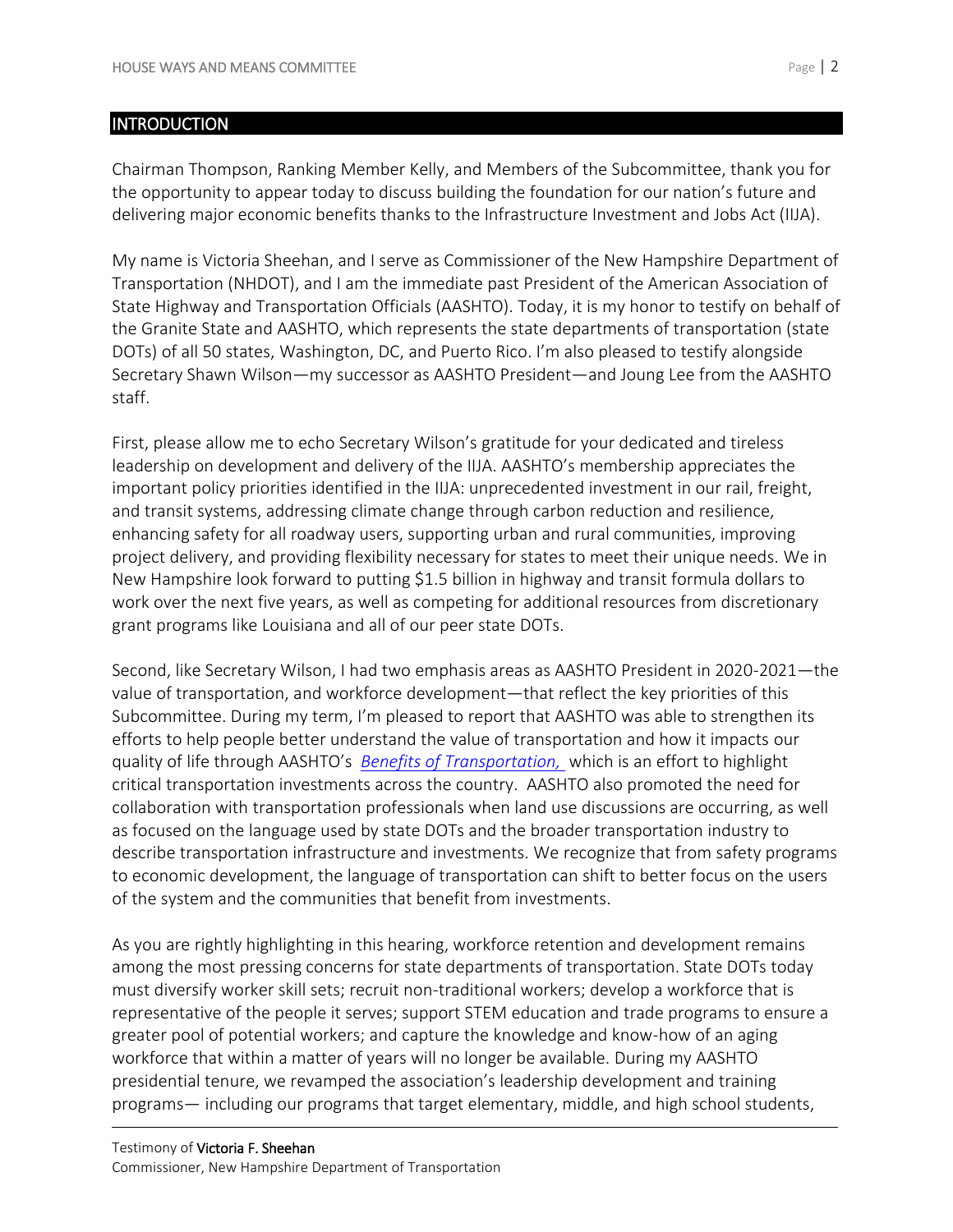## INTRODUCTION

Chairman Thompson, Ranking Member Kelly, and Members of the Subcommittee, thank you for the opportunity to appear today to discuss building the foundation for our nation's future and delivering major economic benefits thanks to the Infrastructure Investment and Jobs Act (IIJA).

My name is Victoria Sheehan, and I serve as Commissioner of the New Hampshire Department of Transportation (NHDOT), and I am the immediate past President of the American Association of State Highway and Transportation Officials (AASHTO). Today, it is my honor to testify on behalf of the Granite State and AASHTO, which represents the state departments of transportation (state DOTs) of all 50 states, Washington, DC, and Puerto Rico. I'm also pleased to testify alongside Secretary Shawn Wilson—my successor as AASHTO President—and Joung Lee from the AASHTO staff.

First, please allow me to echo Secretary Wilson's gratitude for your dedicated and tireless leadership on development and delivery of the IIJA. AASHTO's membership appreciates the important policy priorities identified in the IIJA: unprecedented investment in our rail, freight, and transit systems, addressing climate change through carbon reduction and resilience, enhancing safety for all roadway users, supporting urban and rural communities, improving project delivery, and providing flexibility necessary for states to meet their unique needs. We in New Hampshire look forward to putting $1.5 billion in highway and transit formula dollars to work over the next five years, as well as competing for additional resources from discretionary grant programs like Louisiana and all of our peer state DOTs.

Second, like Secretary Wilson, I had two emphasis areas as AASHTO President in 2020-2021—the value of transportation, and workforce development—that reflect the key priorities of this Subcommittee. During my term, I'm pleased to report that AASHTO was able to strengthen its efforts to help people better understand the value of transportation and how it impacts our quality of life through AASHTO's *Benefits of Transportation,* which is an effort to highlight critical transportation investments across the country. AASHTO also promoted the need for collaboration with transportation professionals when land use discussions are occurring, as well as focused on the language used by state DOTs and the broader transportation industry to describe transportation infrastructure and investments. We recognize that from safety programs to economic development, the language of transportation can shift to better focus on the users of the system and the communities that benefit from investments.

As you are rightly highlighting in this hearing, workforce retention and development remains among the most pressing concerns for state departments of transportation. State DOTs today must diversify worker skill sets; recruit non-traditional workers; develop a workforce that is representative of the people it serves; support STEM education and trade programs to ensure a greater pool of potential workers; and capture the knowledge and know-how of an aging workforce that within a matter of years will no longer be available. During my AASHTO presidential tenure, we revamped the association's leadership development and training programs— including our programs that target elementary, middle, and high school students,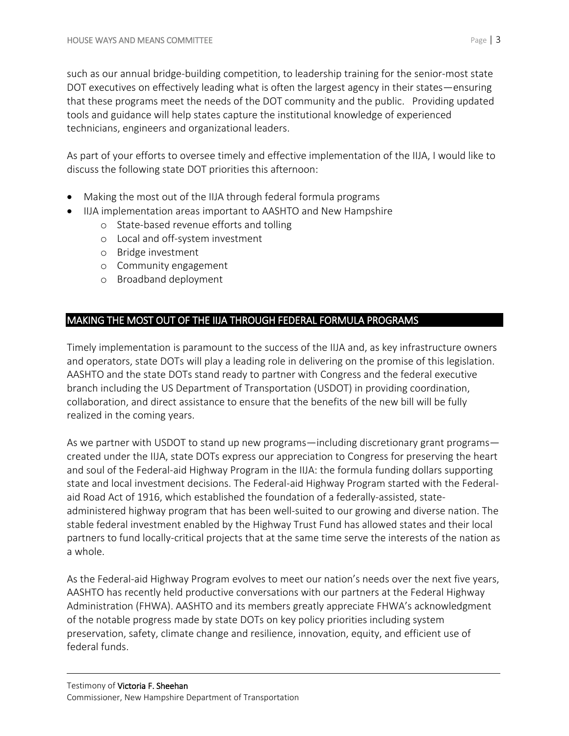such as our annual bridge-building competition, to leadership training for the senior-most state DOT executives on effectively leading what is often the largest agency in their states—ensuring that these programs meet the needs of the DOT community and the public. Providing updated tools and guidance will help states capture the institutional knowledge of experienced technicians, engineers and organizational leaders.

As part of your efforts to oversee timely and effective implementation of the IIJA, I would like to discuss the following state DOT priorities this afternoon:

- Making the most out of the IIJA through federal formula programs
- IIJA implementation areas important to AASHTO and New Hampshire
  - State-based revenue efforts and tolling
  - Local and off-system investment
  - Bridge investment
  - Community engagement
  - Broadband deployment

## MAKING THE MOST OUT OF THE IIJA THROUGH FEDERAL FORMULA PROGRAMS

Timely implementation is paramount to the success of the IIJA and, as key infrastructure owners and operators, state DOTs will play a leading role in delivering on the promise of this legislation. AASHTO and the state DOTs stand ready to partner with Congress and the federal executive branch including the US Department of Transportation (USDOT) in providing coordination, collaboration, and direct assistance to ensure that the benefits of the new bill will be fully realized in the coming years.

As we partner with USDOT to stand up new programs—including discretionary grant programs—created under the IIJA, state DOTs express our appreciation to Congress for preserving the heart and soul of the Federal-aid Highway Program in the IIJA: the formula funding dollars supporting state and local investment decisions. The Federal-aid Highway Program started with the Federal-aid Road Act of 1916, which established the foundation of a federally-assisted, state-administered highway program that has been well-suited to our growing and diverse nation. The stable federal investment enabled by the Highway Trust Fund has allowed states and their local partners to fund locally-critical projects that at the same time serve the interests of the nation as a whole.

As the Federal-aid Highway Program evolves to meet our nation's needs over the next five years, AASHTO has recently held productive conversations with our partners at the Federal Highway Administration (FHWA). AASHTO and its members greatly appreciate FHWA's acknowledgment of the notable progress made by state DOTs on key policy priorities including system preservation, safety, climate change and resilience, innovation, equity, and efficient use of federal funds.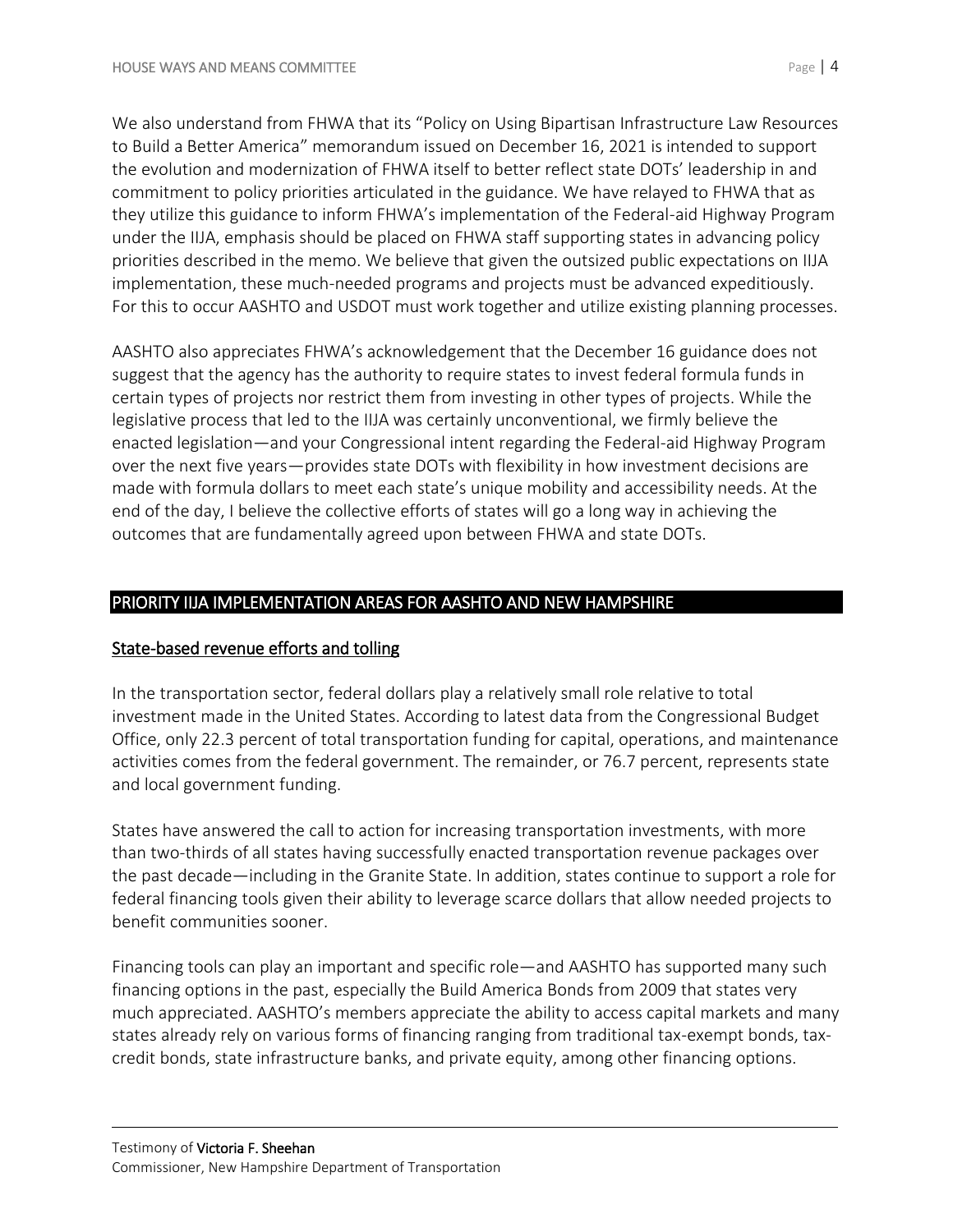We also understand from FHWA that its "Policy on Using Bipartisan Infrastructure Law Resources to Build a Better America" memorandum issued on December 16, 2021 is intended to support the evolution and modernization of FHWA itself to better reflect state DOTs' leadership in and commitment to policy priorities articulated in the guidance. We have relayed to FHWA that as they utilize this guidance to inform FHWA's implementation of the Federal-aid Highway Program under the IIJA, emphasis should be placed on FHWA staff supporting states in advancing policy priorities described in the memo. We believe that given the outsized public expectations on IIJA implementation, these much-needed programs and projects must be advanced expeditiously. For this to occur AASHTO and USDOT must work together and utilize existing planning processes.

AASHTO also appreciates FHWA's acknowledgement that the December 16 guidance does not suggest that the agency has the authority to require states to invest federal formula funds in certain types of projects nor restrict them from investing in other types of projects. While the legislative process that led to the IIJA was certainly unconventional, we firmly believe the enacted legislation—and your Congressional intent regarding the Federal-aid Highway Program over the next five years—provides state DOTs with flexibility in how investment decisions are made with formula dollars to meet each state's unique mobility and accessibility needs. At the end of the day, I believe the collective efforts of states will go a long way in achieving the outcomes that are fundamentally agreed upon between FHWA and state DOTs.

## PRIORITY IIJA IMPLEMENTATION AREAS FOR AASHTO AND NEW HAMPSHIRE

### State-based revenue efforts and tolling

In the transportation sector, federal dollars play a relatively small role relative to total investment made in the United States. According to latest data from the Congressional Budget Office, only 22.3 percent of total transportation funding for capital, operations, and maintenance activities comes from the federal government. The remainder, or 76.7 percent, represents state and local government funding.

States have answered the call to action for increasing transportation investments, with more than two-thirds of all states having successfully enacted transportation revenue packages over the past decade—including in the Granite State. In addition, states continue to support a role for federal financing tools given their ability to leverage scarce dollars that allow needed projects to benefit communities sooner.

Financing tools can play an important and specific role—and AASHTO has supported many such financing options in the past, especially the Build America Bonds from 2009 that states very much appreciated. AASHTO's members appreciate the ability to access capital markets and many states already rely on various forms of financing ranging from traditional tax-exempt bonds, tax-credit bonds, state infrastructure banks, and private equity, among other financing options.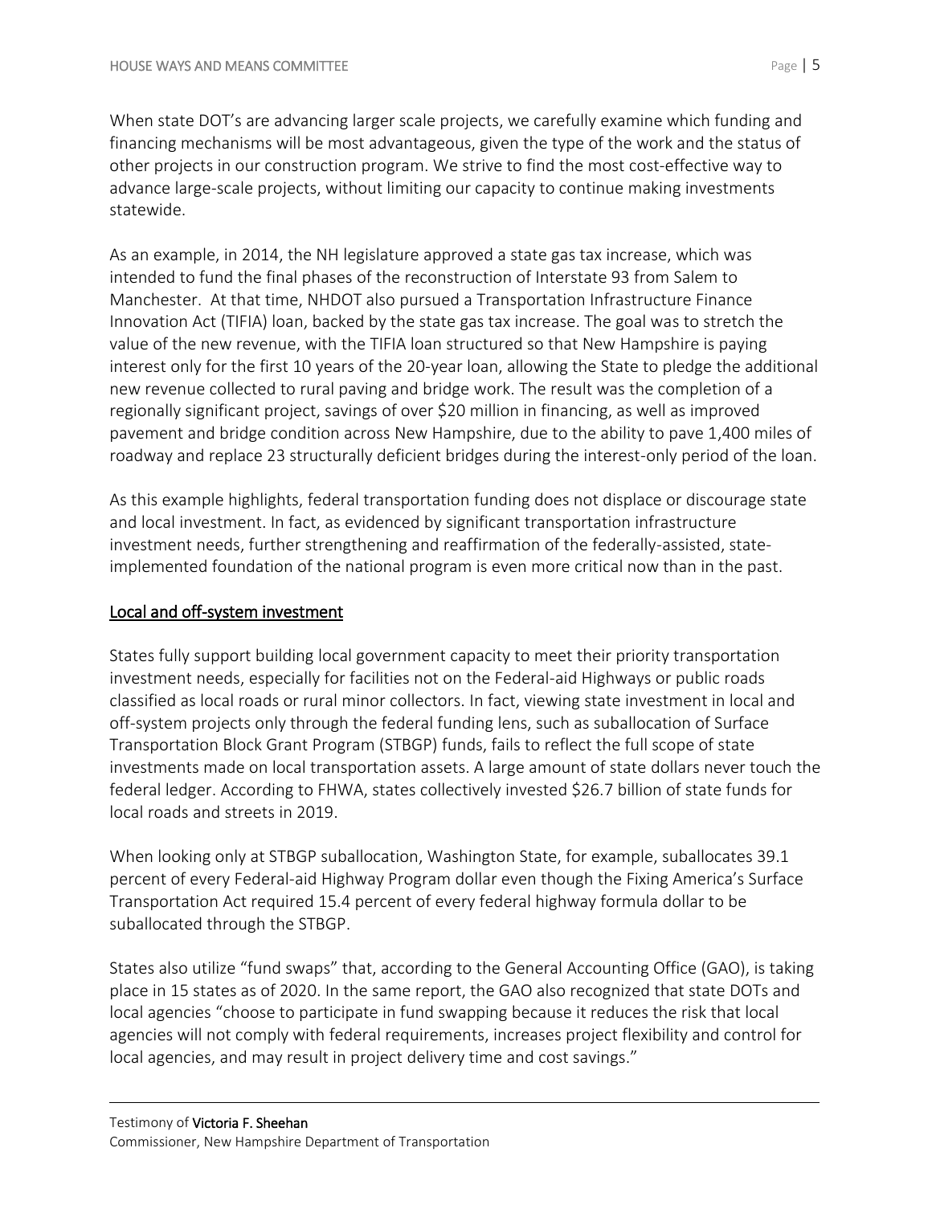When state DOT's are advancing larger scale projects, we carefully examine which funding and financing mechanisms will be most advantageous, given the type of the work and the status of other projects in our construction program. We strive to find the most cost-effective way to advance large-scale projects, without limiting our capacity to continue making investments statewide.

As an example, in 2014, the NH legislature approved a state gas tax increase, which was intended to fund the final phases of the reconstruction of Interstate 93 from Salem to Manchester. At that time, NHDOT also pursued a Transportation Infrastructure Finance Innovation Act (TIFIA) loan, backed by the state gas tax increase. The goal was to stretch the value of the new revenue, with the TIFIA loan structured so that New Hampshire is paying interest only for the first 10 years of the 20-year loan, allowing the State to pledge the additional new revenue collected to rural paving and bridge work. The result was the completion of a regionally significant project, savings of over $20 million in financing, as well as improved pavement and bridge condition across New Hampshire, due to the ability to pave 1,400 miles of roadway and replace 23 structurally deficient bridges during the interest-only period of the loan.

As this example highlights, federal transportation funding does not displace or discourage state and local investment. In fact, as evidenced by significant transportation infrastructure investment needs, further strengthening and reaffirmation of the federally-assisted, state-implemented foundation of the national program is even more critical now than in the past.

## Local and off-system investment

States fully support building local government capacity to meet their priority transportation investment needs, especially for facilities not on the Federal-aid Highways or public roads classified as local roads or rural minor collectors. In fact, viewing state investment in local and off-system projects only through the federal funding lens, such as suballocation of Surface Transportation Block Grant Program (STBGP) funds, fails to reflect the full scope of state investments made on local transportation assets. A large amount of state dollars never touch the federal ledger. According to FHWA, states collectively invested $26.7 billion of state funds for local roads and streets in 2019.

When looking only at STBGP suballocation, Washington State, for example, suballocates 39.1 percent of every Federal-aid Highway Program dollar even though the Fixing America's Surface Transportation Act required 15.4 percent of every federal highway formula dollar to be suballocated through the STBGP.

States also utilize "fund swaps" that, according to the General Accounting Office (GAO), is taking place in 15 states as of 2020. In the same report, the GAO also recognized that state DOTs and local agencies "choose to participate in fund swapping because it reduces the risk that local agencies will not comply with federal requirements, increases project flexibility and control for local agencies, and may result in project delivery time and cost savings."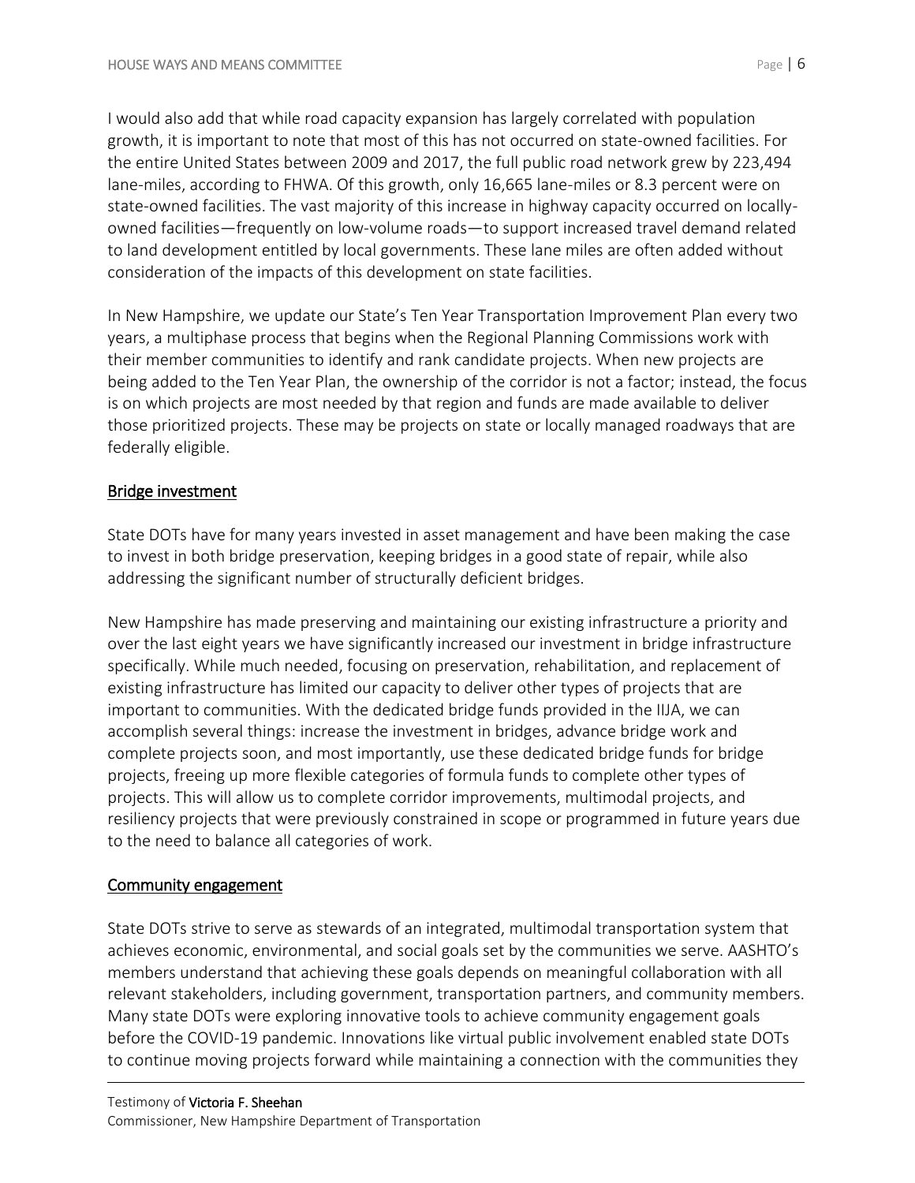I would also add that while road capacity expansion has largely correlated with population growth, it is important to note that most of this has not occurred on state-owned facilities. For the entire United States between 2009 and 2017, the full public road network grew by 223,494 lane-miles, according to FHWA. Of this growth, only 16,665 lane-miles or 8.3 percent were on state-owned facilities. The vast majority of this increase in highway capacity occurred on locally-owned facilities—frequently on low-volume roads—to support increased travel demand related to land development entitled by local governments. These lane miles are often added without consideration of the impacts of this development on state facilities.

In New Hampshire, we update our State's Ten Year Transportation Improvement Plan every two years, a multiphase process that begins when the Regional Planning Commissions work with their member communities to identify and rank candidate projects. When new projects are being added to the Ten Year Plan, the ownership of the corridor is not a factor; instead, the focus is on which projects are most needed by that region and funds are made available to deliver those prioritized projects. These may be projects on state or locally managed roadways that are federally eligible.

## Bridge investment

State DOTs have for many years invested in asset management and have been making the case to invest in both bridge preservation, keeping bridges in a good state of repair, while also addressing the significant number of structurally deficient bridges.

New Hampshire has made preserving and maintaining our existing infrastructure a priority and over the last eight years we have significantly increased our investment in bridge infrastructure specifically. While much needed, focusing on preservation, rehabilitation, and replacement of existing infrastructure has limited our capacity to deliver other types of projects that are important to communities. With the dedicated bridge funds provided in the IIJA, we can accomplish several things: increase the investment in bridges, advance bridge work and complete projects soon, and most importantly, use these dedicated bridge funds for bridge projects, freeing up more flexible categories of formula funds to complete other types of projects. This will allow us to complete corridor improvements, multimodal projects, and resiliency projects that were previously constrained in scope or programmed in future years due to the need to balance all categories of work.

## Community engagement

State DOTs strive to serve as stewards of an integrated, multimodal transportation system that achieves economic, environmental, and social goals set by the communities we serve. AASHTO's members understand that achieving these goals depends on meaningful collaboration with all relevant stakeholders, including government, transportation partners, and community members. Many state DOTs were exploring innovative tools to achieve community engagement goals before the COVID-19 pandemic. Innovations like virtual public involvement enabled state DOTs to continue moving projects forward while maintaining a connection with the communities they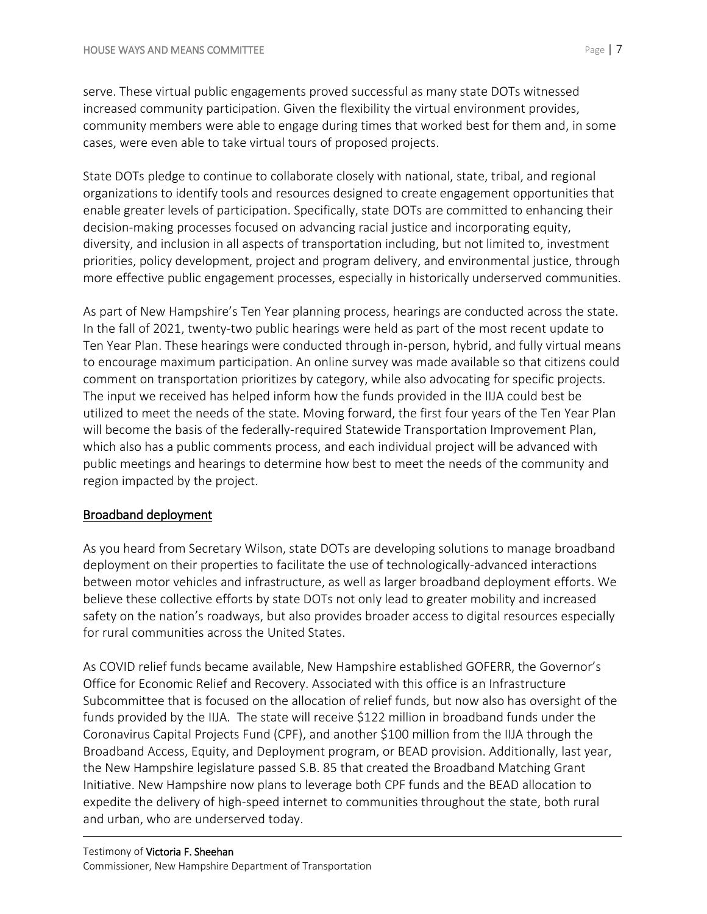serve. These virtual public engagements proved successful as many state DOTs witnessed increased community participation. Given the flexibility the virtual environment provides, community members were able to engage during times that worked best for them and, in some cases, were even able to take virtual tours of proposed projects.

State DOTs pledge to continue to collaborate closely with national, state, tribal, and regional organizations to identify tools and resources designed to create engagement opportunities that enable greater levels of participation. Specifically, state DOTs are committed to enhancing their decision-making processes focused on advancing racial justice and incorporating equity, diversity, and inclusion in all aspects of transportation including, but not limited to, investment priorities, policy development, project and program delivery, and environmental justice, through more effective public engagement processes, especially in historically underserved communities.

As part of New Hampshire's Ten Year planning process, hearings are conducted across the state. In the fall of 2021, twenty-two public hearings were held as part of the most recent update to Ten Year Plan. These hearings were conducted through in-person, hybrid, and fully virtual means to encourage maximum participation. An online survey was made available so that citizens could comment on transportation prioritizes by category, while also advocating for specific projects. The input we received has helped inform how the funds provided in the IIJA could best be utilized to meet the needs of the state. Moving forward, the first four years of the Ten Year Plan will become the basis of the federally-required Statewide Transportation Improvement Plan, which also has a public comments process, and each individual project will be advanced with public meetings and hearings to determine how best to meet the needs of the community and region impacted by the project.

## Broadband deployment

As you heard from Secretary Wilson, state DOTs are developing solutions to manage broadband deployment on their properties to facilitate the use of technologically-advanced interactions between motor vehicles and infrastructure, as well as larger broadband deployment efforts. We believe these collective efforts by state DOTs not only lead to greater mobility and increased safety on the nation's roadways, but also provides broader access to digital resources especially for rural communities across the United States.

As COVID relief funds became available, New Hampshire established GOFERR, the Governor's Office for Economic Relief and Recovery. Associated with this office is an Infrastructure Subcommittee that is focused on the allocation of relief funds, but now also has oversight of the funds provided by the IIJA. The state will receive $122 million in broadband funds under the Coronavirus Capital Projects Fund (CPF), and another $100 million from the IIJA through the Broadband Access, Equity, and Deployment program, or BEAD provision. Additionally, last year, the New Hampshire legislature passed S.B. 85 that created the Broadband Matching Grant Initiative. New Hampshire now plans to leverage both CPF funds and the BEAD allocation to expedite the delivery of high-speed internet to communities throughout the state, both rural and urban, who are underserved today.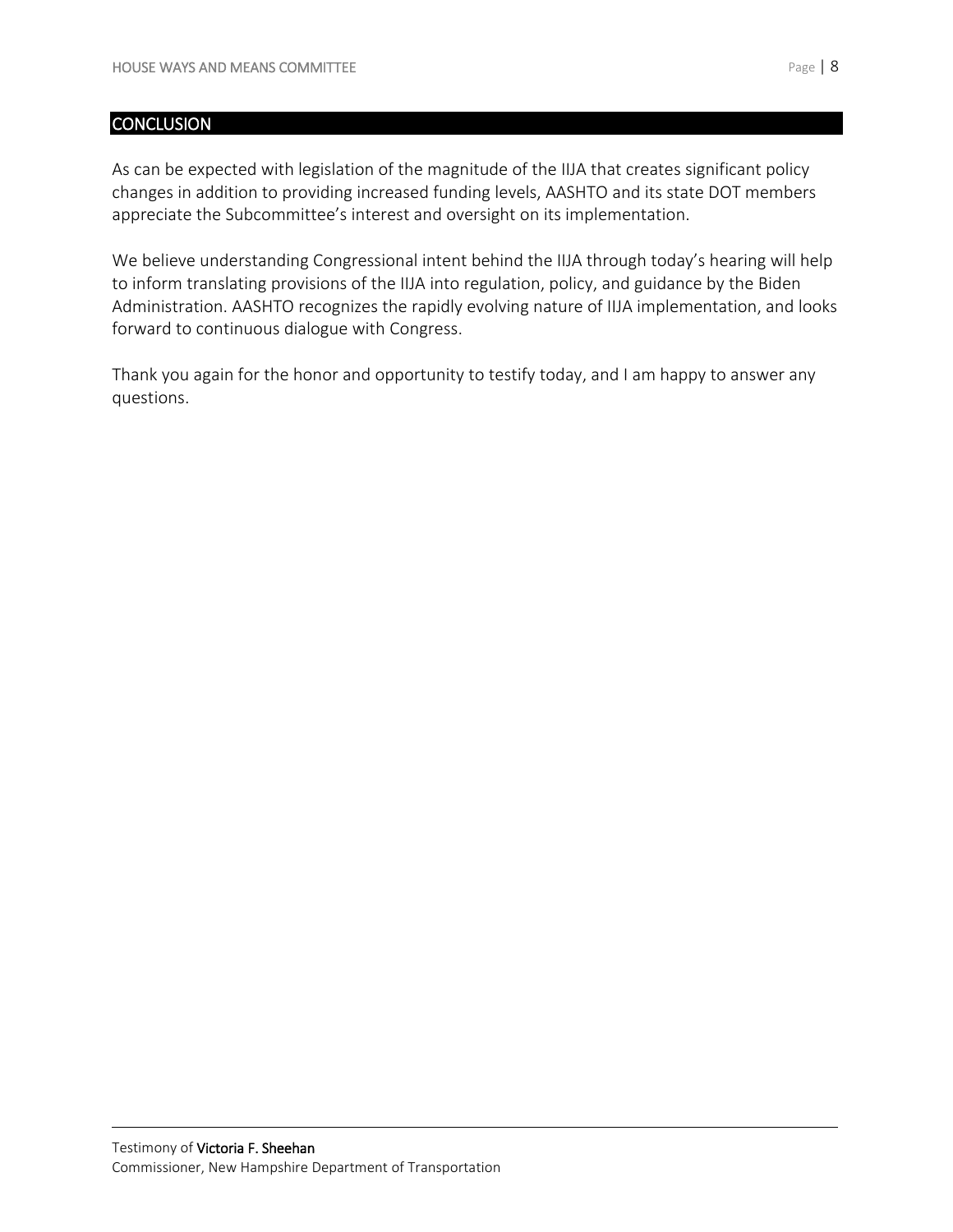## CONCLUSION

As can be expected with legislation of the magnitude of the IIJA that creates significant policy changes in addition to providing increased funding levels, AASHTO and its state DOT members appreciate the Subcommittee's interest and oversight on its implementation.

We believe understanding Congressional intent behind the IIJA through today's hearing will help to inform translating provisions of the IIJA into regulation, policy, and guidance by the Biden Administration. AASHTO recognizes the rapidly evolving nature of IIJA implementation, and looks forward to continuous dialogue with Congress.

Thank you again for the honor and opportunity to testify today, and I am happy to answer any questions.